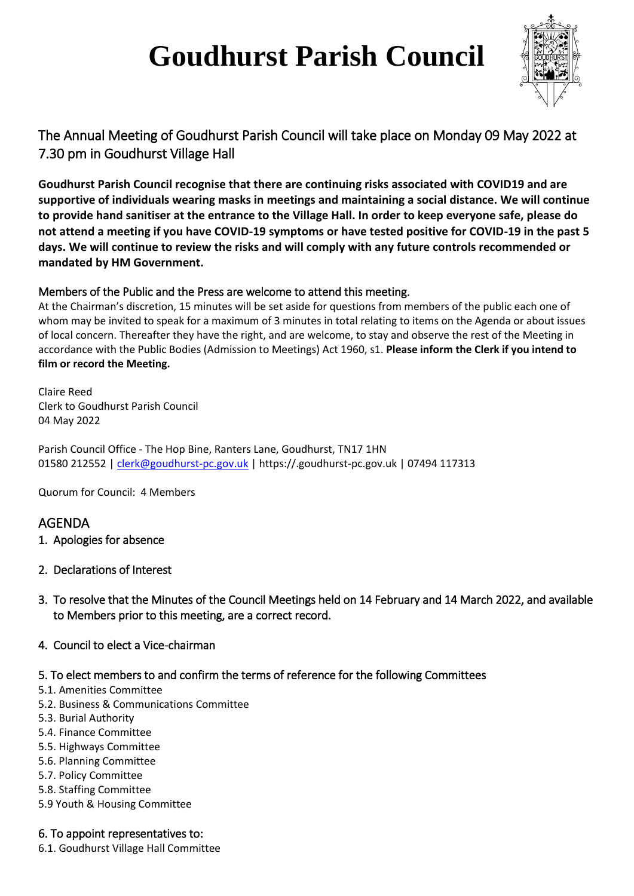# Goudhurst Parish Council

## The Annual Meeting of Goudhurst Parish Council will take place on Monday 09 May 2022 at 7.30 pm in Goudhurst Village Hall

**Goudhurst Parish Council recognise that there are continuing risks associated with COVID19 and are supportive of individuals wearing masks in meetings and maintaining a social distance. We will continue to provide hand sanitiser at the entrance to the Village Hall. In order to keep everyone safe, please do not attend a meeting if you have COVID-19 symptoms or have tested positive for COVID-19 in the past 5 days. We will continue to review the risks and will comply with any future controls recommended or mandated by HM Government.**

### Members of the Public and the Press are welcome to attend this meeting.

At the Chairman's discretion, 15 minutes will be set aside for questions from members of the public each one of whom may be invited to speak for a maximum of 3 minutes in total relating to items on the Agenda or about issues of local concern. Thereafter they have the right, and are welcome, to stay and observe the rest of the Meeting in accordance with the Public Bodies (Admission to Meetings) Act 1960, s1. **Please inform the Clerk if you intend to film or record the Meeting.**

Claire Reed
Clerk to Goudhurst Parish Council
04 May 2022

Parish Council Office - The Hop Bine, Ranters Lane, Goudhurst, TN17 1HN
01580 212552 | clerk@goudhurst-pc.gov.uk | https://.goudhurst-pc.gov.uk | 07494 117313

Quorum for Council: 4 Members

## AGENDA

### 1. Apologies for absence

### 2. Declarations of Interest

### 3. To resolve that the Minutes of the Council Meetings held on 14 February and 14 March 2022, and available to Members prior to this meeting, are a correct record.

### 4. Council to elect a Vice-chairman

### 5. To elect members to and confirm the terms of reference for the following Committees

5.1. Amenities Committee
5.2. Business & Communications Committee
5.3. Burial Authority
5.4. Finance Committee
5.5. Highways Committee
5.6. Planning Committee
5.7. Policy Committee
5.8. Staffing Committee
5.9 Youth & Housing Committee

### 6. To appoint representatives to:

6.1. Goudhurst Village Hall Committee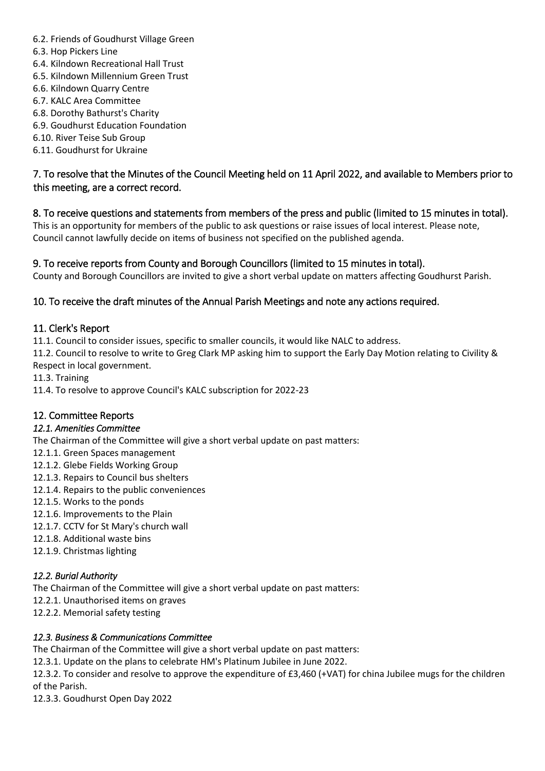6.2. Friends of Goudhurst Village Green
6.3. Hop Pickers Line
6.4. Kilndown Recreational Hall Trust
6.5. Kilndown Millennium Green Trust
6.6. Kilndown Quarry Centre
6.7. KALC Area Committee
6.8. Dorothy Bathurst's Charity
6.9. Goudhurst Education Foundation
6.10. River Teise Sub Group
6.11. Goudhurst for Ukraine

## 7. To resolve that the Minutes of the Council Meeting held on 11 April 2022, and available to Members prior to this meeting, are a correct record.

## 8. To receive questions and statements from members of the press and public (limited to 15 minutes in total).

This is an opportunity for members of the public to ask questions or raise issues of local interest. Please note, Council cannot lawfully decide on items of business not specified on the published agenda.

## 9. To receive reports from County and Borough Councillors (limited to 15 minutes in total).

County and Borough Councillors are invited to give a short verbal update on matters affecting Goudhurst Parish.

## 10. To receive the draft minutes of the Annual Parish Meetings and note any actions required.

## 11. Clerk's Report

11.1. Council to consider issues, specific to smaller councils, it would like NALC to address.
11.2. Council to resolve to write to Greg Clark MP asking him to support the Early Day Motion relating to Civility & Respect in local government.
11.3. Training
11.4. To resolve to approve Council's KALC subscription for 2022-23

## 12. Committee Reports

### *12.1. Amenities Committee*

The Chairman of the Committee will give a short verbal update on past matters:
12.1.1. Green Spaces management
12.1.2. Glebe Fields Working Group
12.1.3. Repairs to Council bus shelters
12.1.4. Repairs to the public conveniences
12.1.5. Works to the ponds
12.1.6. Improvements to the Plain
12.1.7. CCTV for St Mary's church wall
12.1.8. Additional waste bins
12.1.9. Christmas lighting

### *12.2. Burial Authority*

The Chairman of the Committee will give a short verbal update on past matters:
12.2.1. Unauthorised items on graves
12.2.2. Memorial safety testing

### *12.3. Business & Communications Committee*

The Chairman of the Committee will give a short verbal update on past matters:
12.3.1. Update on the plans to celebrate HM's Platinum Jubilee in June 2022.
12.3.2. To consider and resolve to approve the expenditure of £3,460 (+VAT) for china Jubilee mugs for the children of the Parish.
12.3.3. Goudhurst Open Day 2022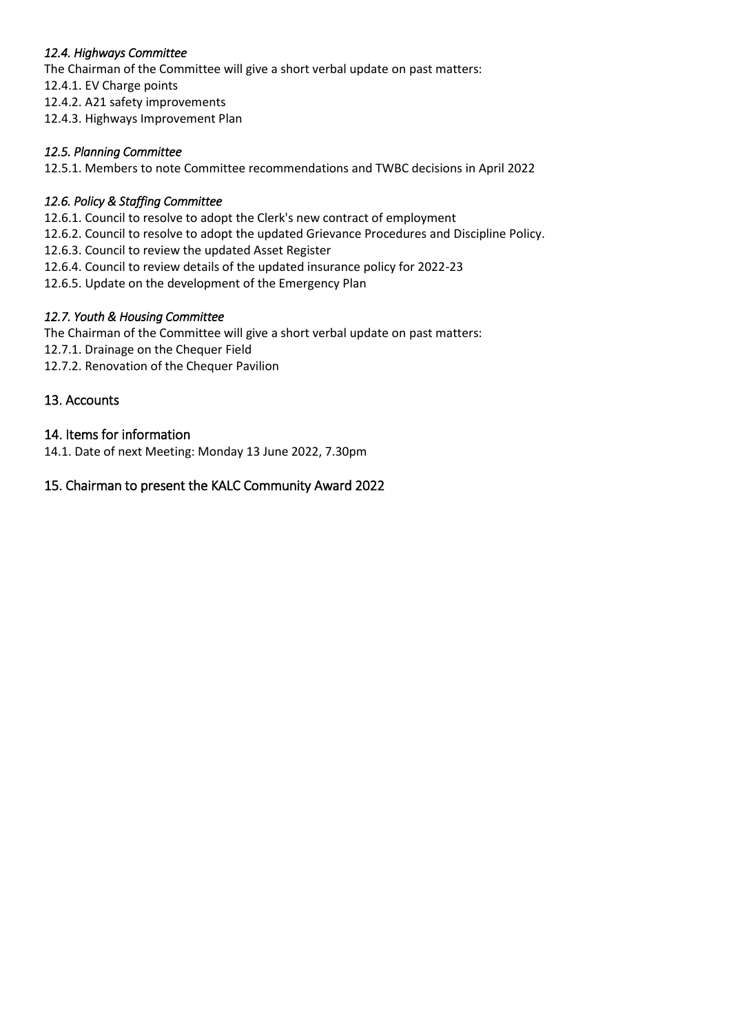### *12.4. Highways Committee*

The Chairman of the Committee will give a short verbal update on past matters:

12.4.1. EV Charge points

12.4.2. A21 safety improvements

12.4.3. Highways Improvement Plan

### *12.5. Planning Committee*

12.5.1. Members to note Committee recommendations and TWBC decisions in April 2022

### *12.6. Policy & Staffing Committee*

12.6.1. Council to resolve to adopt the Clerk's new contract of employment

12.6.2. Council to resolve to adopt the updated Grievance Procedures and Discipline Policy.

12.6.3. Council to review the updated Asset Register

12.6.4. Council to review details of the updated insurance policy for 2022-23

12.6.5. Update on the development of the Emergency Plan

### *12.7. Youth & Housing Committee*

The Chairman of the Committee will give a short verbal update on past matters:

12.7.1. Drainage on the Chequer Field

12.7.2. Renovation of the Chequer Pavilion

## 13. Accounts

## 14. Items for information

14.1. Date of next Meeting: Monday 13 June 2022, 7.30pm

## 15. Chairman to present the KALC Community Award 2022